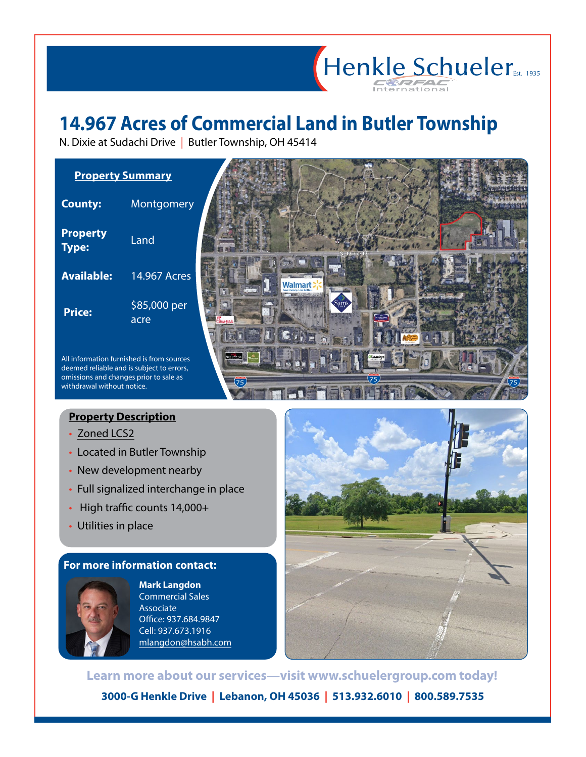Henkle Schueler Est. 1935

CORFAC International

# 14.967 Acres of Commercial Land in Butler Township

N. Dixie at Sudachi Drive | Butler Township, OH 45414

## Property Summary

| | |
|---|---|
| **County:** | Montgomery |
| **Property Type:** | Land |
| **Available:** | 14.967 Acres |
| **Price:** | $85,000 per acre |

All information furnished is from sources deemed reliable and is subject to errors, omissions and changes prior to sale as withdrawal without notice.

## Property Description

- Zoned LCS2
- Located in Butler Township
- New development nearby
- Full signalized interchange in place
- High traffic counts 14,000+
- Utilities in place

## For more information contact:

**Mark Langdon**
Commercial Sales Associate
Office: 937.684.9847
Cell: 937.673.1916
mlangdon@hsabh.com

**Learn more about our services—visit www.schuelergroup.com today!**

**3000-G Henkle Drive | Lebanon, OH 45036 | 513.932.6010 | 800.589.7535**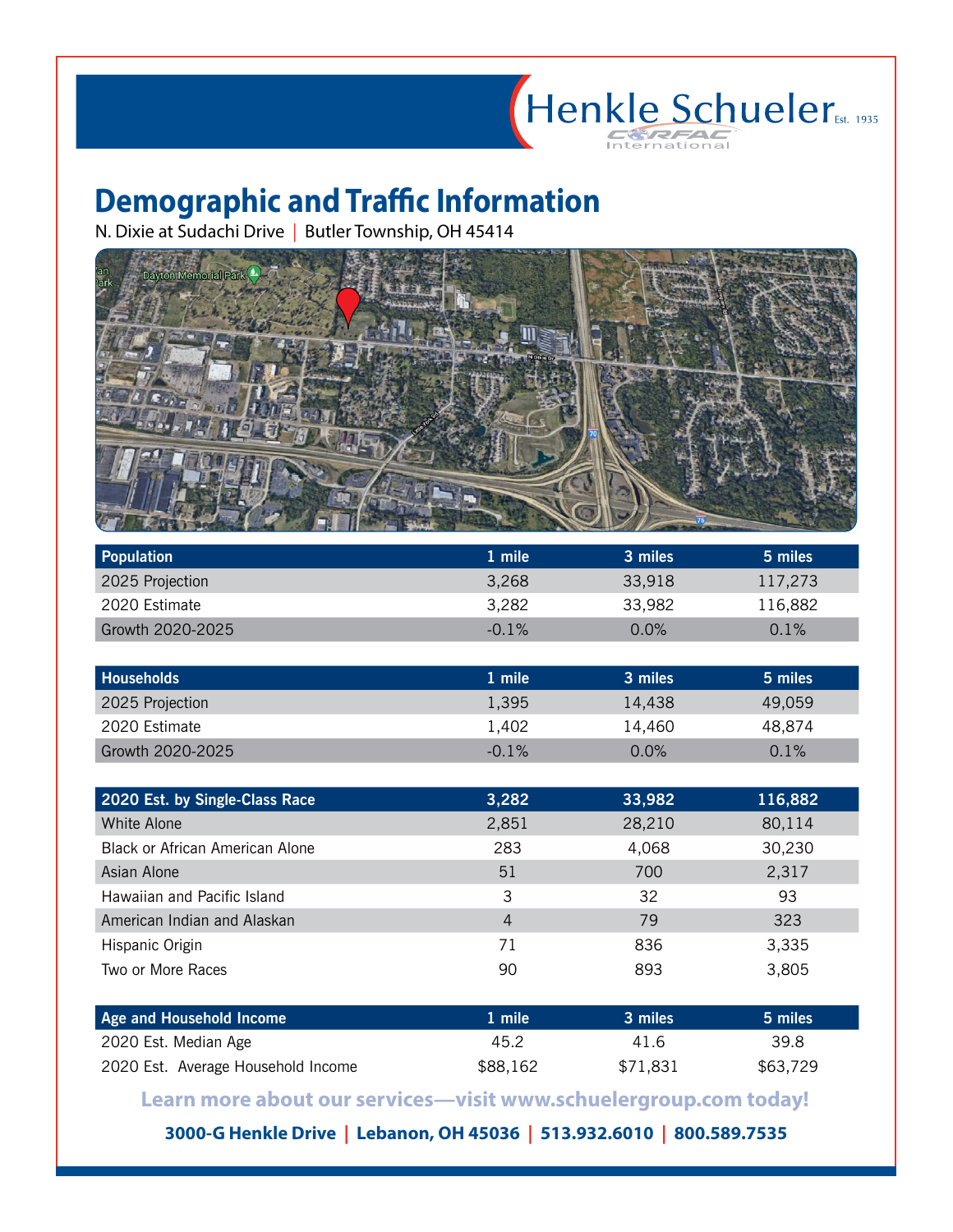Henkle Schueler Est. 1935

CORFAC International

# Demographic and Traffic Information

N. Dixie at Sudachi Drive | Butler Township, OH 45414

| Population | 1 mile | 3 miles | 5 miles |
|---|---|---|---|
| 2025 Projection | 3,268 | 33,918 | 117,273 |
| 2020 Estimate | 3,282 | 33,982 | 116,882 |
| Growth 2020-2025 | -0.1% | 0.0% | 0.1% |

| Households | 1 mile | 3 miles | 5 miles |
|---|---|---|---|
| 2025 Projection | 1,395 | 14,438 | 49,059 |
| 2020 Estimate | 1,402 | 14,460 | 48,874 |
| Growth 2020-2025 | -0.1% | 0.0% | 0.1% |

| 2020 Est. by Single-Class Race | 3,282 | 33,982 | 116,882 |
|---|---|---|---|
| White Alone | 2,851 | 28,210 | 80,114 |
| Black or African American Alone | 283 | 4,068 | 30,230 |
| Asian Alone | 51 | 700 | 2,317 |
| Hawaiian and Pacific Island | 3 | 32 | 93 |
| American Indian and Alaskan | 4 | 79 | 323 |
| Hispanic Origin | 71 | 836 | 3,335 |
| Two or More Races | 90 | 893 | 3,805 |

| Age and Household Income | 1 mile | 3 miles | 5 miles |
|---|---|---|---|
| 2020 Est. Median Age | 45.2 | 41.6 | 39.8 |
| 2020 Est. Average Household Income | $88,162 | $71,831 | $63,729 |

**Learn more about our services—visit www.schuelergroup.com today!**

**3000-G Henkle Drive | Lebanon, OH 45036 | 513.932.6010 | 800.589.7535**